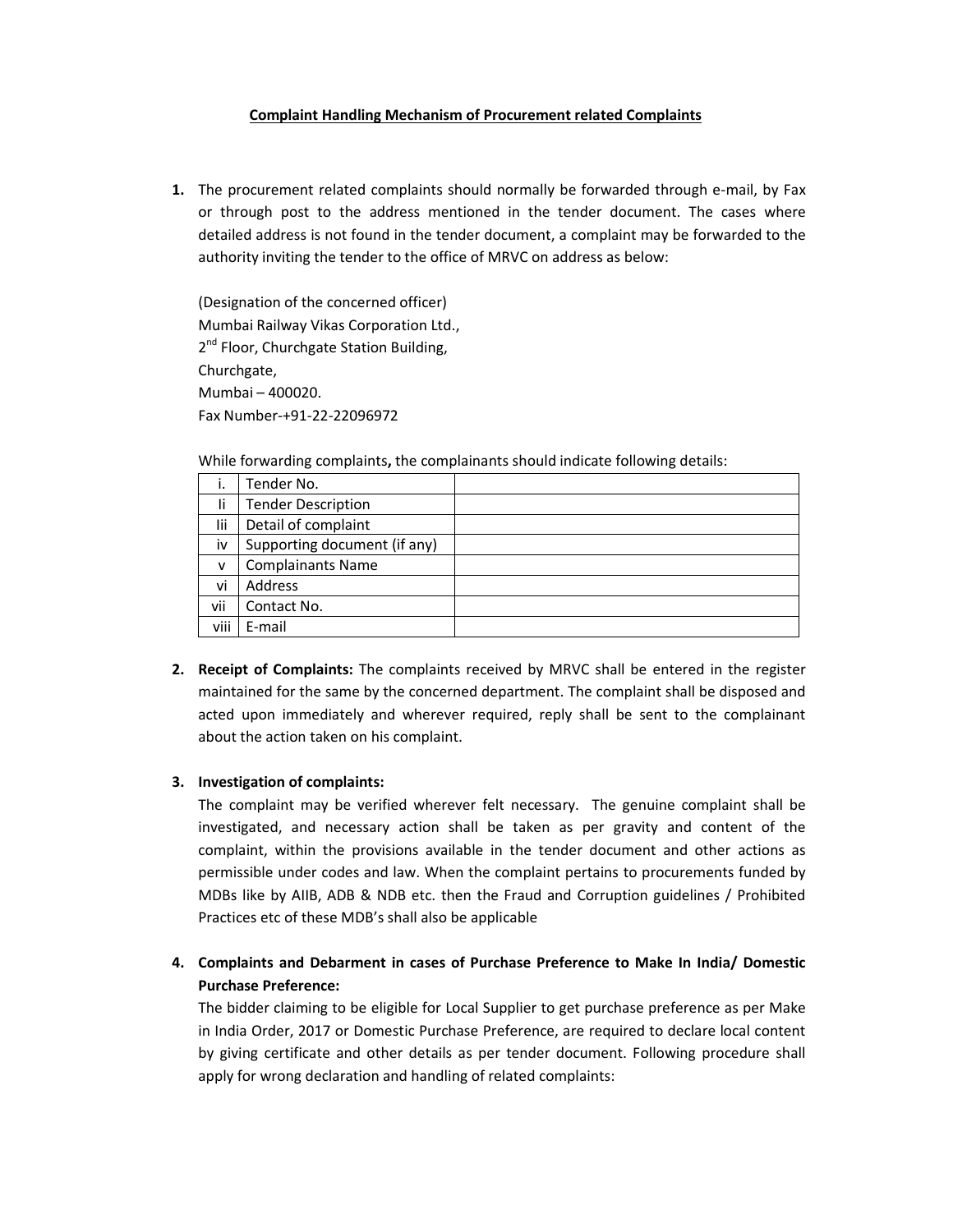**Complaint Handling Mechanism of Procurement related Complaints**

1. The procurement related complaints should normally be forwarded through e-mail, by Fax or through post to the address mentioned in the tender document. The cases where detailed address is not found in the tender document, a complaint may be forwarded to the authority inviting the tender to the office of MRVC on address as below:

   (Designation of the concerned officer)
   Mumbai Railway Vikas Corporation Ltd.,
   2nd Floor, Churchgate Station Building,
   Churchgate,
   Mumbai – 400020.
   Fax Number-+91-22-22096972

   While forwarding complaints**,** the complainants should indicate following details:

| | | |
|---|---|---|
| i. | Tender No. | |
| Ii | Tender Description | |
| Iii | Detail of complaint | |
| iv | Supporting document (if any) | |
| v | Complainants Name | |
| vi | Address | |
| vii | Contact No. | |
| viii | E-mail | |

2. **Receipt of Complaints:** The complaints received by MRVC shall be entered in the register maintained for the same by the concerned department. The complaint shall be disposed and acted upon immediately and wherever required, reply shall be sent to the complainant about the action taken on his complaint.

3. **Investigation of complaints:**
   The complaint may be verified wherever felt necessary. The genuine complaint shall be investigated, and necessary action shall be taken as per gravity and content of the complaint, within the provisions available in the tender document and other actions as permissible under codes and law. When the complaint pertains to procurements funded by MDBs like by AIIB, ADB & NDB etc. then the Fraud and Corruption guidelines / Prohibited Practices etc of these MDB's shall also be applicable

4. **Complaints and Debarment in cases of Purchase Preference to Make In India/ Domestic Purchase Preference:**
   The bidder claiming to be eligible for Local Supplier to get purchase preference as per Make in India Order, 2017 or Domestic Purchase Preference, are required to declare local content by giving certificate and other details as per tender document. Following procedure shall apply for wrong declaration and handling of related complaints: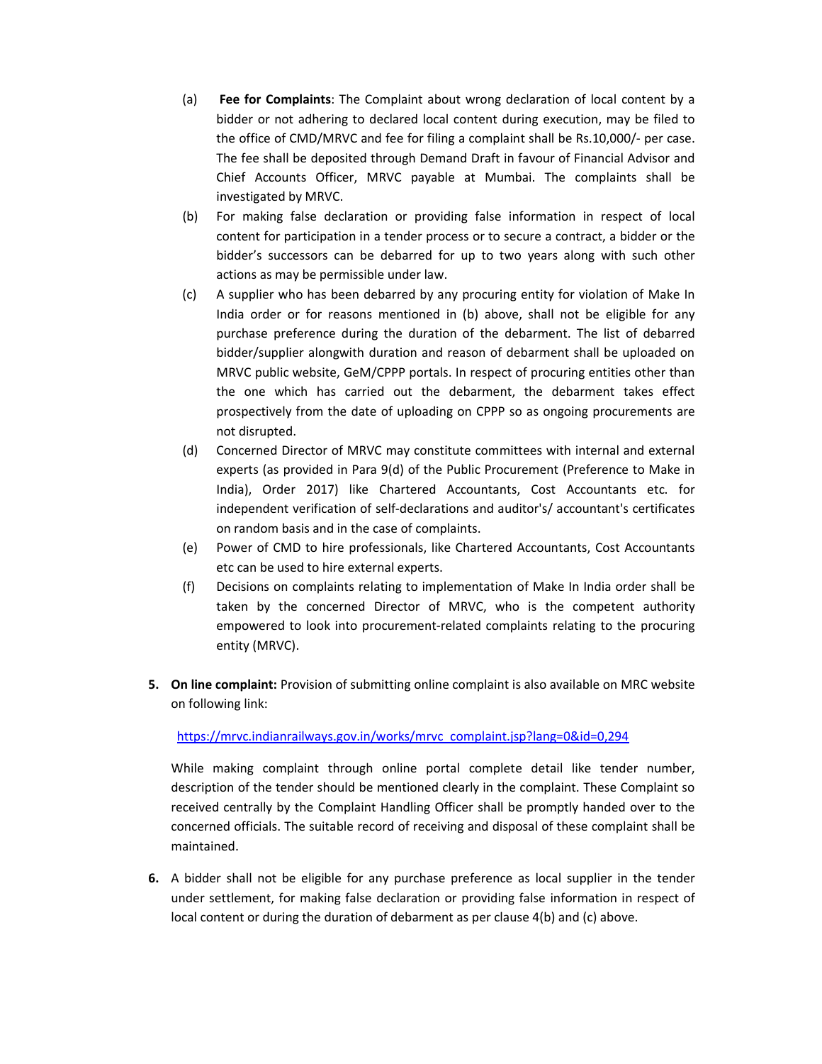(a) **Fee for Complaints**: The Complaint about wrong declaration of local content by a bidder or not adhering to declared local content during execution, may be filed to the office of CMD/MRVC and fee for filing a complaint shall be Rs.10,000/- per case. The fee shall be deposited through Demand Draft in favour of Financial Advisor and Chief Accounts Officer, MRVC payable at Mumbai. The complaints shall be investigated by MRVC.

(b) For making false declaration or providing false information in respect of local content for participation in a tender process or to secure a contract, a bidder or the bidder's successors can be debarred for up to two years along with such other actions as may be permissible under law.

(c) A supplier who has been debarred by any procuring entity for violation of Make In India order or for reasons mentioned in (b) above, shall not be eligible for any purchase preference during the duration of the debarment. The list of debarred bidder/supplier alongwith duration and reason of debarment shall be uploaded on MRVC public website, GeM/CPPP portals. In respect of procuring entities other than the one which has carried out the debarment, the debarment takes effect prospectively from the date of uploading on CPPP so as ongoing procurements are not disrupted.

(d) Concerned Director of MRVC may constitute committees with internal and external experts (as provided in Para 9(d) of the Public Procurement (Preference to Make in India), Order 2017) like Chartered Accountants, Cost Accountants etc. for independent verification of self-declarations and auditor's/ accountant's certificates on random basis and in the case of complaints.

(e) Power of CMD to hire professionals, like Chartered Accountants, Cost Accountants etc can be used to hire external experts.

(f) Decisions on complaints relating to implementation of Make In India order shall be taken by the concerned Director of MRVC, who is the competent authority empowered to look into procurement-related complaints relating to the procuring entity (MRVC).

**5. On line complaint:** Provision of submitting online complaint is also available on MRC website on following link:

[https://mrvc.indianrailways.gov.in/works/mrvc_complaint.jsp?lang=0&id=0,294](https://mrvc.indianrailways.gov.in/works/mrvc_complaint.jsp?lang=0&id=0,294)

While making complaint through online portal complete detail like tender number, description of the tender should be mentioned clearly in the complaint. These Complaint so received centrally by the Complaint Handling Officer shall be promptly handed over to the concerned officials. The suitable record of receiving and disposal of these complaint shall be maintained.

**6.** A bidder shall not be eligible for any purchase preference as local supplier in the tender under settlement, for making false declaration or providing false information in respect of local content or during the duration of debarment as per clause 4(b) and (c) above.